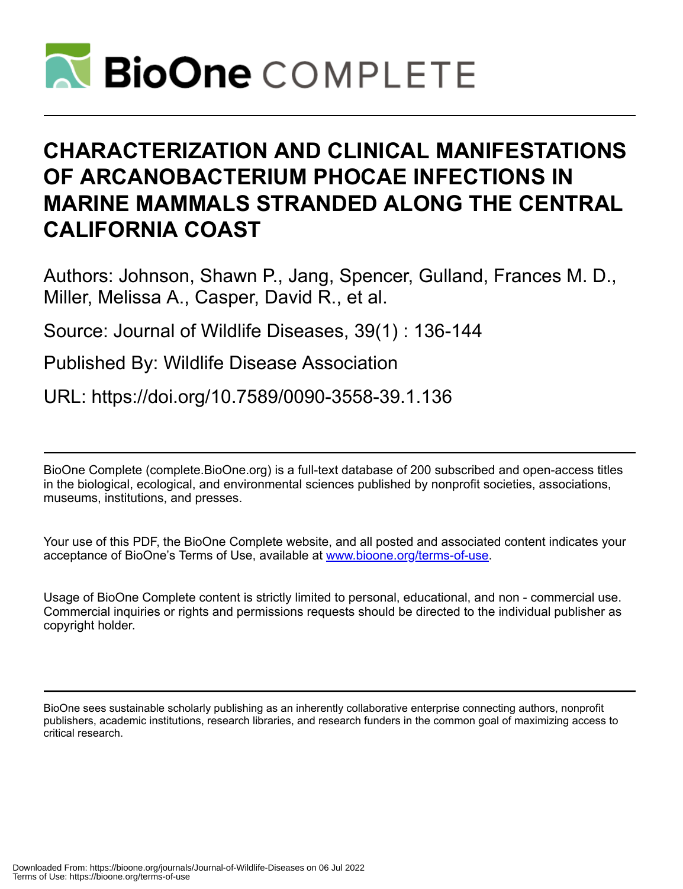# CHARACTERIZATION AND CLINICAL MANIFESTATIONS OF ARCANOBACTERIUM PHOCAE INFECTIONS IN MARINE MAMMALS STRANDED ALONG THE CENTRAL CALIFORNIA COAST

Authors: Johnson, Shawn P., Jang, Spencer, Gulland, Frances M. D., Miller, Melissa A., Casper, David R., et al.

Source: Journal of Wildlife Diseases, 39(1) : 136-144

Published By: Wildlife Disease Association

URL: https://doi.org/10.7589/0090-3558-39.1.136

BioOne Complete (complete.BioOne.org) is a full-text database of 200 subscribed and open-access titles in the biological, ecological, and environmental sciences published by nonprofit societies, associations, museums, institutions, and presses.

Your use of this PDF, the BioOne Complete website, and all posted and associated content indicates your acceptance of BioOne's Terms of Use, available at www.bioone.org/terms-of-use.

Usage of BioOne Complete content is strictly limited to personal, educational, and non - commercial use. Commercial inquiries or rights and permissions requests should be directed to the individual publisher as copyright holder.

BioOne sees sustainable scholarly publishing as an inherently collaborative enterprise connecting authors, nonprofit publishers, academic institutions, research libraries, and research funders in the common goal of maximizing access to critical research.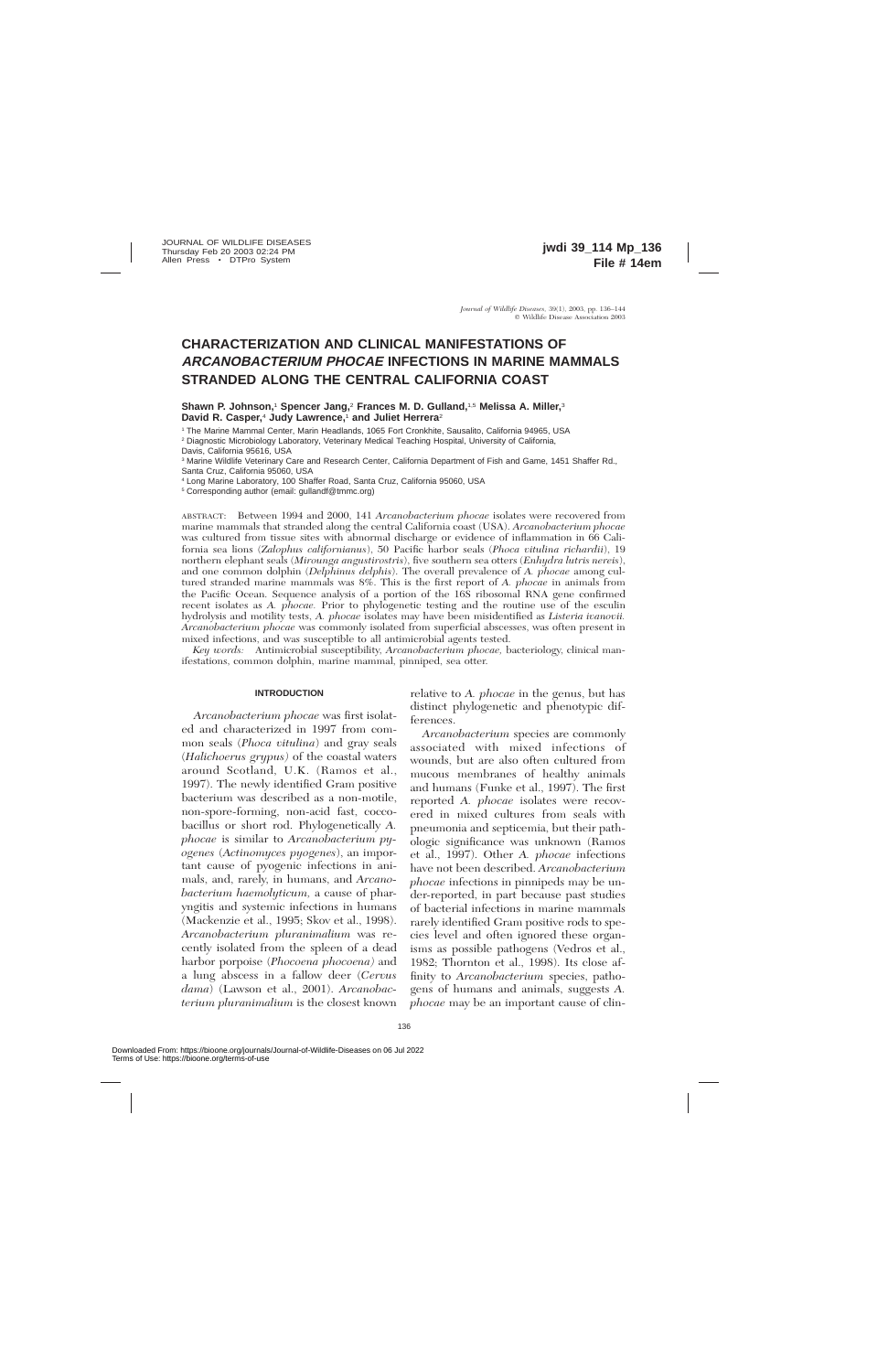# CHARACTERIZATION AND CLINICAL MANIFESTATIONS OF *ARCANOBACTERIUM PHOCAE* INFECTIONS IN MARINE MAMMALS STRANDED ALONG THE CENTRAL CALIFORNIA COAST

**Shawn P. Johnson,[1] Spencer Jang,[2] Frances M. D. Gulland,[1,5] Melissa A. Miller,[3] David R. Casper,[4] Judy Lawrence,[1] and Juliet Herrera[2]**

[1] The Marine Mammal Center, Marin Headlands, 1065 Fort Cronkhite, Sausalito, California 94965, USA
[2] Diagnostic Microbiology Laboratory, Veterinary Medical Teaching Hospital, University of California, Davis, California 95616, USA
[3] Marine Wildlife Veterinary Care and Research Center, California Department of Fish and Game, 1451 Shaffer Rd., Santa Cruz, California 95060, USA
[4] Long Marine Laboratory, 100 Shaffer Road, Santa Cruz, California 95060, USA
[5] Corresponding author (email: gullandf@tmmc.org)

ABSTRACT: Between 1994 and 2000, 141 *Arcanobacterium phocae* isolates were recovered from marine mammals that stranded along the central California coast (USA). *Arcanobacterium phocae* was cultured from tissue sites with abnormal discharge or evidence of inflammation in 66 California sea lions (*Zalophus californianus*), 50 Pacific harbor seals (*Phoca vitulina richardii*), 19 northern elephant seals (*Mirounga angustirostris*), five southern sea otters (*Enhydra lutris nereis*), and one common dolphin (*Delphinus delphis*). The overall prevalence of *A. phocae* among cultured stranded marine mammals was 8%. This is the first report of *A. phocae* in animals from the Pacific Ocean. Sequence analysis of a portion of the 16S ribosomal RNA gene confirmed recent isolates as *A. phocae.* Prior to phylogenetic testing and the routine use of the esculin hydrolysis and motility tests, *A. phocae* isolates may have been misidentified as *Listeria ivanovii. Arcanobacterium phocae* was commonly isolated from superficial abscesses, was often present in mixed infections, and was susceptible to all antimicrobial agents tested.

*Key words:* Antimicrobial susceptibility, *Arcanobacterium phocae,* bacteriology, clinical manifestations, common dolphin, marine mammal, pinniped, sea otter.

## INTRODUCTION

*Arcanobacterium phocae* was first isolated and characterized in 1997 from common seals (*Phoca vitulina*) and gray seals (*Halichoerus grypus*) of the coastal waters around Scotland, U.K. (Ramos et al., 1997). The newly identified Gram positive bacterium was described as a non-motile, non-spore-forming, non-acid fast, coccobacillus or short rod. Phylogenetically *A. phocae* is similar to *Arcanobacterium pyogenes* (*Actinomyces pyogenes*), an important cause of pyogenic infections in animals, and, rarely, in humans, and *Arcanobacterium haemolyticum,* a cause of pharyngitis and systemic infections in humans (Mackenzie et al., 1995; Skov et al., 1998). *Arcanobacterium pluranimalium* was recently isolated from the spleen of a dead harbor porpoise (*Phocoena phocoena*) and a lung abscess in a fallow deer (*Cervus dama*) (Lawson et al., 2001). *Arcanobacterium pluranimalium* is the closest known relative to *A. phocae* in the genus, but has distinct phylogenetic and phenotypic differences.

*Arcanobacterium* species are commonly associated with mixed infections of wounds, but are also often cultured from mucous membranes of healthy animals and humans (Funke et al., 1997). The first reported *A. phocae* isolates were recovered in mixed cultures from seals with pneumonia and septicemia, but their pathologic significance was unknown (Ramos et al., 1997). Other *A. phocae* infections have not been described. *Arcanobacterium phocae* infections in pinnipeds may be under-reported, in part because past studies of bacterial infections in marine mammals rarely identified Gram positive rods to species level and often ignored these organisms as possible pathogens (Vedros et al., 1982; Thornton et al., 1998). Its close affinity to *Arcanobacterium* species, pathogens of humans and animals, suggests *A. phocae* may be an important cause of clin-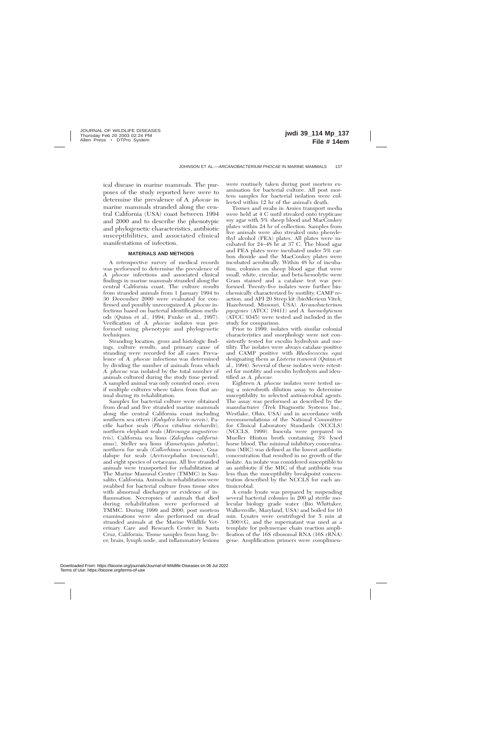ical disease in marine mammals. The purposes of the study reported here were to determine the prevalence of *A. phocae* in marine mammals stranded along the central California (USA) coast between 1994 and 2000 and to describe the phenotypic and phylogenetic characteristics, antibiotic susceptibilities, and associated clinical manifestations of infection.

## MATERIALS AND METHODS

A retrospective survey of medical records was performed to determine the prevalence of *A. phocae* infections and associated clinical findings in marine mammals stranded along the central California coast. The culture results from stranded animals from 1 January 1994 to 30 December 2000 were evaluated for confirmed and possibly unrecognized *A. phocae* infections based on bacterial identification methods (Quinn et al., 1994; Funke et al., 1997). Verification of *A. phocae* isolates was performed using phenotypic and phylogenetic techniques.

Stranding location, gross and histologic findings, culture results, and primary cause of stranding were recorded for all cases. Prevalence of *A. phocae* infections was determined by dividing the number of animals from which *A. phocae* was isolated by the total number of animals cultured during the study time period. A sampled animal was only counted once, even if multiple cultures where taken from that animal during its rehabilitation.

Samples for bacterial culture were obtained from dead and live stranded marine mammals along the central California coast including southern sea otters (*Enhydra lutris nereis*), Pacific harbor seals (*Phoca vitulina richardii*), northern elephant seals (*Mirounga angustirostris*), California sea lions (*Zalophus californianus*), Steller sea lions (*Eumetopias jubatus*), northern fur seals (*Callorhinus ursinus*), Guadalupe fur seals (*Arctocephalus townsendi*), and eight species of cetaceans. All live stranded animals were transported for rehabilitation at The Marine Mammal Center (TMMC) in Sausalito, California. Animals in rehabilitation were swabbed for bacterial culture from tissue sites with abnormal discharges or evidence of inflammation. Necropsies of animals that died during rehabilitation were performed at TMMC. During 1999 and 2000, post mortem examinations were also performed on dead stranded animals at the Marine Wildlife Veterinary Care and Research Center in Santa Cruz, California. Tissue samples from lung, liver, brain, lymph node, and inflammatory lesions were routinely taken during post mortem examination for bacterial culture. All post mortem samples for bacterial isolation were collected within 12 hr of the animal's death.

Tissues and swabs in Amies transport media were held at 4 C until streaked onto trypticase soy agar with 5% sheep blood and MacConkey plates within 24 hr of collection. Samples from live animals were also streaked onto phenylethyl alcohol (PEA) plates. All plates were incubated for 24–48 hr at 37 C. The blood agar and PEA plates were incubated under 5% carbon dioxide and the MacConkey plates were incubated aerobically. Within 48 hr of incubation, colonies on sheep blood agar that were small, white, circular, and beta-hemolytic were Gram stained and a catalase test was performed. Twenty-five isolates were further biochemically characterized by motility, CAMP reaction, and API 20 Strep kit (bioMerieux Vitek, Hazelwood, Missouri, USA). *Arcanobacterium pyogenes* (ATCC 19411) and *A. haemolyticum* (ATCC 9345) were tested and included in the study for comparison.

Prior to 1999, isolates with similar colonial characteristics and morphology were not consistently tested for esculin hydrolysis and motility. The isolates were always catalase positive and CAMP positive with *Rhodococcus equi* designating them as *Listeria ivanovii* (Quinn et al., 1994). Several of these isolates were retested for motility and esculin hydrolysis and identified as *A. phocae.*

Eighteen *A. phocae* isolates were tested using a microbroth dilution assay to determine susceptibility to selected antimicrobial agents. The assay was performed as described by the manufacturer (Trek Diagnostic Systems Inc., Westlake, Ohio, USA) and in accordance with recommendations of the National Committee for Clinical Laboratory Standards (NCCLS) (NCCLS, 1999). Inocula were prepared in Mueller Hinton broth containing 3% lysed horse blood. The minimal inhibitory concentration (MIC) was defined as the lowest antibiotic concentration that resulted in no growth of the isolate. An isolate was considered susceptible to an antibiotic if the MIC of that antibiotic was less than the susceptibility breakpoint concentration described by the NCCLS for each antimicrobial.

A crude lysate was prepared by suspending several bacterial colonies in 200 μl sterile molecular biology grade water (Bio Whittaker, Walkersville, Maryland, USA) and boiled for 10 min. Lysates were centrifuged for 5 min at 1,500×G, and the supernatant was used as a template for polymerase chain reaction amplification of the 16S ribosomal RNA (16S rRNA) gene. Amplification primers were complimen-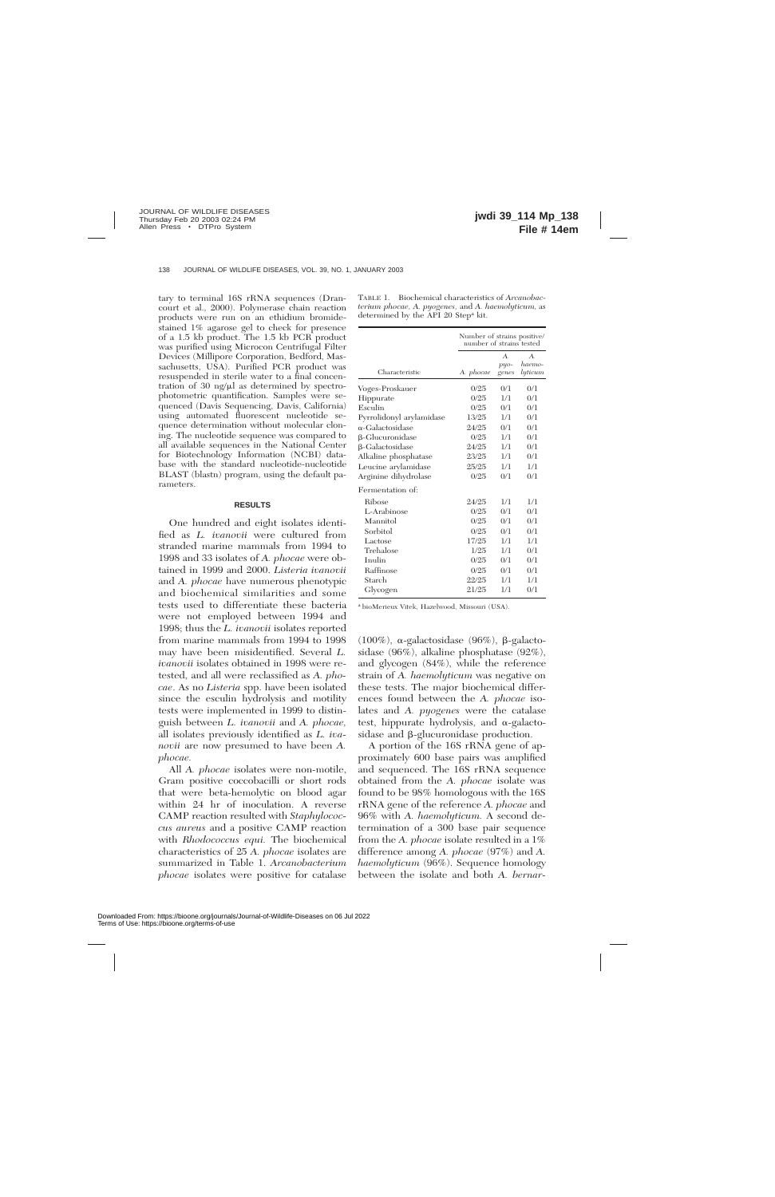tary to terminal 16S rRNA sequences (Drancourt et al., 2000). Polymerase chain reaction products were run on an ethidium bromide-stained 1% agarose gel to check for presence of a 1.5 kb product. The 1.5 kb PCR product was purified using Microcon Centrifugal Filter Devices (Millipore Corporation, Bedford, Massachusetts, USA). Purified PCR product was resuspended in sterile water to a final concentration of 30 ng/μl as determined by spectrophotometric quantification. Samples were sequenced (Davis Sequencing, Davis, California) using automated fluorescent nucleotide sequence determination without molecular cloning. The nucleotide sequence was compared to all available sequences in the National Center for Biotechnology Information (NCBI) database with the standard nucleotide-nucleotide BLAST (blastn) program, using the default parameters.

## RESULTS

One hundred and eight isolates identified as *L. ivanovii* were cultured from stranded marine mammals from 1994 to 1998 and 33 isolates of *A. phocae* were obtained in 1999 and 2000. *Listeria ivanovii* and *A. phocae* have numerous phenotypic and biochemical similarities and some tests used to differentiate these bacteria were not employed between 1994 and 1998; thus the *L. ivanovii* isolates reported from marine mammals from 1994 to 1998 may have been misidentified. Several *L. ivanovii* isolates obtained in 1998 were retested, and all were reclassified as *A. phocae*. As no *Listeria* spp. have been isolated since the esculin hydrolysis and motility tests were implemented in 1999 to distinguish between *L. ivanovii* and *A. phocae*, all isolates previously identified as *L. ivanovii* are now presumed to have been *A. phocae*.

All *A. phocae* isolates were non-motile, Gram positive coccobacilli or short rods that were beta-hemolytic on blood agar within 24 hr of inoculation. A reverse CAMP reaction resulted with *Staphylococcus aureus* and a positive CAMP reaction with *Rhodococcus equi*. The biochemical characteristics of 25 *A. phocae* isolates are summarized in Table 1. *Arcanobacterium phocae* isolates were positive for catalase

TABLE 1. Biochemical characteristics of *Arcanobacterium phocae*, *A. pyogenes*, and *A. haemolyticum*, as determined by the API 20 Step[a] kit.

| Characteristic | Number of strains positive/number of strains tested | | |
|---|---|---|---|
| | *A. phocae* | *A. pyogenes* | *A. haemolyticum* |
| Voges-Proskauer | 0/25 | 0/1 | 0/1 |
| Hippurate | 0/25 | 1/1 | 0/1 |
| Esculin | 0/25 | 0/1 | 0/1 |
| Pyrrolidonyl arylamidase | 13/25 | 1/1 | 0/1 |
| α-Galactosidase | 24/25 | 0/1 | 0/1 |
| β-Glucuronidase | 0/25 | 1/1 | 0/1 |
| β-Galactosidase | 24/25 | 1/1 | 0/1 |
| Alkaline phosphatase | 23/25 | 1/1 | 0/1 |
| Leucine arylamidase | 25/25 | 1/1 | 1/1 |
| Arginine dihydrolase | 0/25 | 0/1 | 0/1 |
| Fermentation of: | | | |
| Ribose | 24/25 | 1/1 | 1/1 |
| L-Arabinose | 0/25 | 0/1 | 0/1 |
| Mannitol | 0/25 | 0/1 | 0/1 |
| Sorbitol | 0/25 | 0/1 | 0/1 |
| Lactose | 17/25 | 1/1 | 1/1 |
| Trehalose | 1/25 | 1/1 | 0/1 |
| Inulin | 0/25 | 0/1 | 0/1 |
| Raffinose | 0/25 | 0/1 | 0/1 |
| Starch | 22/25 | 1/1 | 1/1 |
| Glycogen | 21/25 | 1/1 | 0/1 |

[a] bioMerieux Vitek, Hazelwood, Missouri (USA).

(100%), α-galactosidase (96%), β-galactosidase (96%), alkaline phosphatase (92%), and glycogen (84%), while the reference strain of *A. haemolyticum* was negative on these tests. The major biochemical differences found between the *A. phocae* isolates and *A. pyogenes* were the catalase test, hippurate hydrolysis, and α-galactosidase and β-glucuronidase production.

A portion of the 16S rRNA gene of approximately 600 base pairs was amplified and sequenced. The 16S rRNA sequence obtained from the *A. phocae* isolate was found to be 98% homologous with the 16S rRNA gene of the reference *A. phocae* and 96% with *A. haemolyticum*. A second determination of a 300 base pair sequence from the *A. phocae* isolate resulted in a 1% difference among *A. phocae* (97%) and *A. haemolyticum* (96%). Sequence homology between the isolate and both *A. bernar-*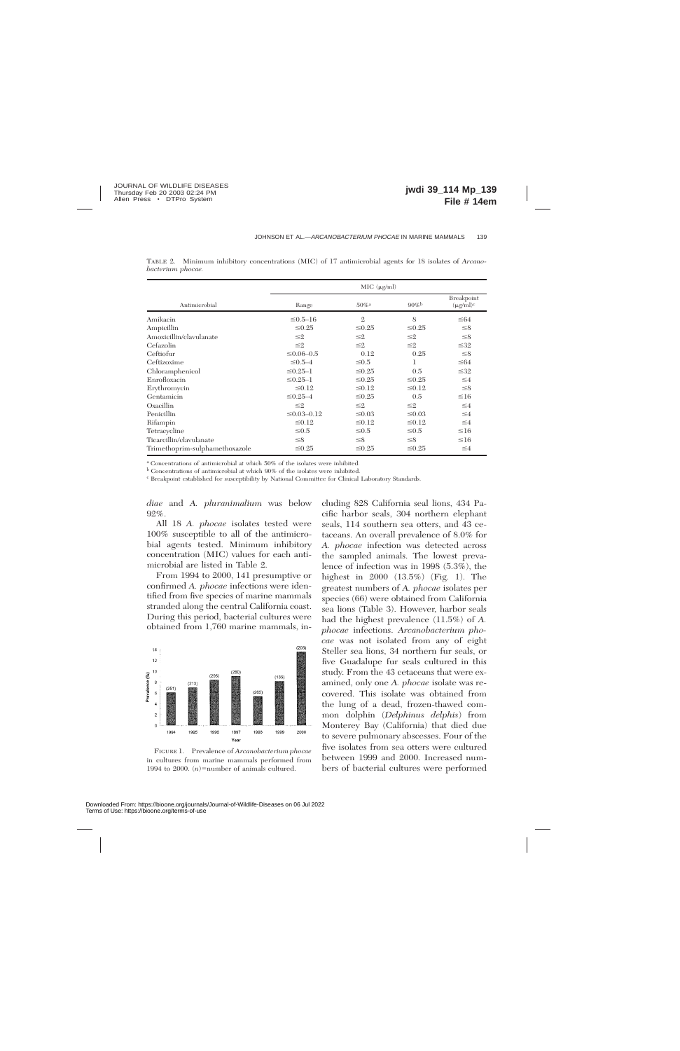TABLE 2. Minimum inhibitory concentrations (MIC) of 17 antimicrobial agents for 18 isolates of *Arcanobacterium phocae*.

| Antimicrobial | MIC (μg/ml) | | | |
|---|---|---|---|---|
| | Range | 50%[a] | 90%[b] | Breakpoint (μg/ml)[c] |
| Amikacin | ≤0.5–16 | 2 | 8 | ≤64 |
| Ampicillin | ≤0.25 | ≤0.25 | ≤0.25 | ≤8 |
| Amoxicillin/clavulanate | ≤2 | ≤2 | ≤2 | ≤8 |
| Cefazolin | ≤2 | ≤2 | ≤2 | ≤32 |
| Ceftiofur | ≤0.06–0.5 | 0.12 | 0.25 | ≤8 |
| Ceftizoxime | ≤0.5–4 | ≤0.5 | 1 | ≤64 |
| Chloramphenicol | ≤0.25–1 | ≤0.25 | 0.5 | ≤32 |
| Enrofloxacin | ≤0.25–1 | ≤0.25 | ≤0.25 | ≤4 |
| Erythromycin | ≤0.12 | ≤0.12 | ≤0.12 | ≤8 |
| Gentamicin | ≤0.25–4 | ≤0.25 | 0.5 | ≤16 |
| Oxacillin | ≤2 | ≤2 | ≤2 | ≤4 |
| Penicillin | ≤0.03–0.12 | ≤0.03 | ≤0.03 | ≤4 |
| Rifampin | ≤0.12 | ≤0.12 | ≤0.12 | ≤4 |
| Tetracycline | ≤0.5 | ≤0.5 | ≤0.5 | ≤16 |
| Ticarcillin/clavulanate | ≤8 | ≤8 | ≤8 | ≤16 |
| Trimethoprim-sulphamethoxazole | ≤0.25 | ≤0.25 | ≤0.25 | ≤4 |

[a] Concentrations of antimicrobial at which 50% of the isolates were inhibited.
[b] Concentrations of antimicrobial at which 90% of the isolates were inhibited.
[c] Breakpoint established for susceptibility by National Committee for Clinical Laboratory Standards.

*diae* and *A. pluranimalium* was below 92%.

All 18 *A. phocae* isolates tested were 100% susceptible to all of the antimicrobial agents tested. Minimum inhibitory concentration (MIC) values for each antimicrobial are listed in Table 2.

From 1994 to 2000, 141 presumptive or confirmed *A. phocae* infections were identified from five species of marine mammals stranded along the central California coast. During this period, bacterial cultures were obtained from 1,760 marine mammals, including 828 California seal lions, 434 Pacific harbor seals, 304 northern elephant seals, 114 southern sea otters, and 43 cetaceans. An overall prevalence of 8.0% for *A. phocae* infection was detected across the sampled animals. The lowest prevalence of infection was in 1998 (5.3%), the highest in 2000 (13.5%) (Fig. 1). The greatest numbers of *A. phocae* isolates per species (66) were obtained from California sea lions (Table 3). However, harbor seals had the highest prevalence (11.5%) of *A. phocae* infections. *Arcanobacterium phocae* was not isolated from any of eight Steller sea lions, 34 northern fur seals, or five Guadalupe fur seals cultured in this study. From the 43 cetaceans that were examined, only one *A. phocae* isolate was recovered. This isolate was obtained from the lung of a dead, frozen-thawed common dolphin (*Delphinus delphis*) from Monterey Bay (California) that died due to severe pulmonary abscesses. Four of the five isolates from sea otters were cultured between 1999 and 2000. Increased numbers of bacterial cultures were performed

FIGURE 1. Prevalence of *Arcanobacterium phocae* in cultures from marine mammals performed from 1994 to 2000. ($n$)=number of animals cultured.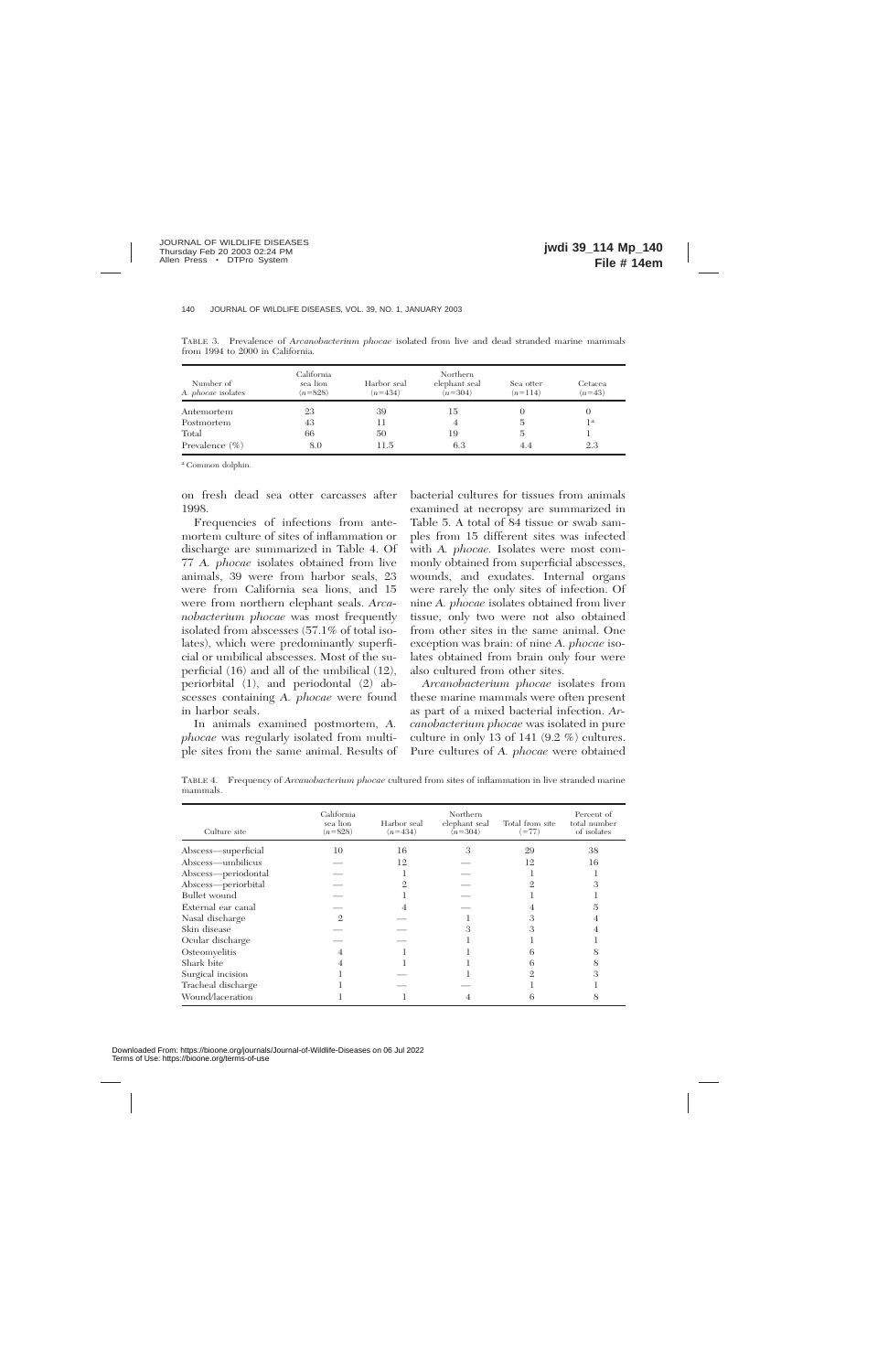TABLE 3. Prevalence of *Arcanobacterium phocae* isolated from live and dead stranded marine mammals from 1994 to 2000 in California.

| Number of *A. phocae* isolates | California sea lion ($n$=828) | Harbor seal ($n$=434) | Northern elephant seal ($n$=304) | Sea otter ($n$=114) | Cetacea ($n$=43) |
|---|---|---|---|---|---|
| Antemortem | 23 | 39 | 15 | 0 | 0 |
| Postmortem | 43 | 11 | 4 | 5 | 1[a] |
| Total | 66 | 50 | 19 | 5 | 1 |
| Prevalence (%) | 8.0 | 11.5 | 6.3 | 4.4 | 2.3 |

[a] Common dolphin.

on fresh dead sea otter carcasses after 1998.

Frequencies of infections from antemortem culture of sites of inflammation or discharge are summarized in Table 4. Of 77 *A. phocae* isolates obtained from live animals, 39 were from harbor seals, 23 were from California sea lions, and 15 were from northern elephant seals. *Arcanobacterium phocae* was most frequently isolated from abscesses (57.1% of total isolates), which were predominantly superficial or umbilical abscesses. Most of the superficial (16) and all of the umbilical (12), periorbital (1), and periodontal (2) abscesses containing *A. phocae* were found in harbor seals.

In animals examined postmortem, *A. phocae* was regularly isolated from multiple sites from the same animal. Results of bacterial cultures for tissues from animals examined at necropsy are summarized in Table 5. A total of 84 tissue or swab samples from 15 different sites was infected with *A. phocae.* Isolates were most commonly obtained from superficial abscesses, wounds, and exudates. Internal organs were rarely the only sites of infection. Of nine *A. phocae* isolates obtained from liver tissue, only two were not also obtained from other sites in the same animal. One exception was brain: of nine *A. phocae* isolates obtained from brain only four were also cultured from other sites.

*Arcanobacterium phocae* isolates from these marine mammals were often present as part of a mixed bacterial infection. *Arcanobacterium phocae* was isolated in pure culture in only 13 of 141 (9.2 %) cultures. Pure cultures of *A. phocae* were obtained

TABLE 4. Frequency of *Arcanobacterium phocae* cultured from sites of inflammation in live stranded marine mammals.

| Culture site | California sea lion ($n$=828) | Harbor seal ($n$=434) | Northern elephant seal ($n$=304) | Total from site (=77) | Percent of total number of isolates |
|---|---|---|---|---|---|
| Abscess—superficial | 10 | 16 | 3 | 29 | 38 |
| Abscess—umbilicus | — | 12 | — | 12 | 16 |
| Abscess—periodontal | — | 1 | — | 1 | 1 |
| Abscess—periorbital | — | 2 | — | 2 | 3 |
| Bullet wound | — | 1 | — | 1 | 1 |
| External ear canal | — | 4 | — | 4 | 5 |
| Nasal discharge | 2 | — | 1 | 3 | 4 |
| Skin disease | — | — | 3 | 3 | 4 |
| Ocular discharge | — | — | 1 | 1 | 1 |
| Osteomyelitis | 4 | 1 | 1 | 6 | 8 |
| Shark bite | 4 | 1 | 1 | 6 | 8 |
| Surgical incision | 1 | — | 1 | 2 | 3 |
| Tracheal discharge | 1 | — | — | 1 | 1 |
| Wound/laceration | 1 | 1 | 4 | 6 | 8 |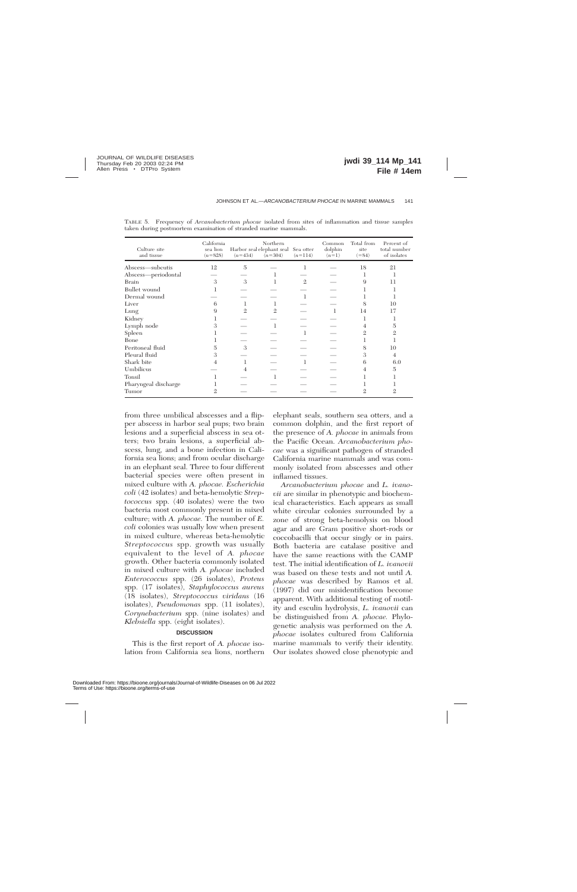TABLE 5. Frequency of *Arcanobacterium phocae* isolated from sites of inflammation and tissue samples taken during postmortem examination of stranded marine mammals.

| Culture site and tissue | California sea lion (n=828) | Harbor seal (n=434) | Northern elephant seal (n=304) | Sea otter (n=114) | Common dolphin (n=1) | Total from site (=84) | Percent of total number of isolates |
|---|---|---|---|---|---|---|---|
| Abscess—subcutis | 12 | 5 | — | 1 | — | 18 | 21 |
| Abscess—periodontal | — | — | 1 | — | — | 1 | 1 |
| Brain | 3 | 3 | 1 | 2 | — | 9 | 11 |
| Bullet wound | 1 | — | — | — | — | 1 | 1 |
| Dermal wound | — | — | — | 1 | — | 1 | 1 |
| Liver | 6 | 1 | 1 | — | — | 8 | 10 |
| Lung | 9 | 2 | 2 | — | 1 | 14 | 17 |
| Kidney | 1 | — | — | — | — | 1 | 1 |
| Lymph node | 3 | — | 1 | — | — | 4 | 5 |
| Spleen | 1 | — | — | 1 | — | 2 | 2 |
| Bone | 1 | — | — | — | — | 1 | 1 |
| Peritoneal fluid | 5 | 3 | — | — | — | 8 | 10 |
| Pleural fluid | 3 | — | — | — | — | 3 | 4 |
| Shark bite | 4 | 1 | — | 1 | — | 6 | 6.0 |
| Umbilicus | — | 4 | — | — | — | 4 | 5 |
| Tonsil | 1 | — | 1 | — | — | 1 | 1 |
| Pharyngeal discharge | 1 | — | — | — | — | 1 | 1 |
| Tumor | 2 | — | — | — | — | 2 | 2 |

from three umbilical abscesses and a flipper abscess in harbor seal pups; two brain lesions and a superficial abscess in sea otters; two brain lesions, a superficial abscess, lung, and a bone infection in California sea lions; and from ocular discharge in an elephant seal. Three to four different bacterial species were often present in mixed culture with *A. phocae. Escherichia coli* (42 isolates) and beta-hemolytic *Streptococcus* spp. (40 isolates) were the two bacteria most commonly present in mixed culture; with *A. phocae.* The number of *E. coli* colonies was usually low when present in mixed culture, whereas beta-hemolytic *Streptococcus* spp. growth was usually equivalent to the level of *A. phocae* growth. Other bacteria commonly isolated in mixed culture with *A. phocae* included *Enterococcus* spp. (26 isolates), *Proteus* spp. (17 isolates), *Staphylococcus aureus* (18 isolates), *Streptococcus viridans* (16 isolates), *Pseudomonas* spp. (11 isolates), *Corynebacterium* spp. (nine isolates) and *Klebsiella* spp. (eight isolates).

## DISCUSSION

This is the first report of *A. phocae* isolation from California sea lions, northern elephant seals, southern sea otters, and a common dolphin, and the first report of the presence of *A. phocae* in animals from the Pacific Ocean. *Arcanobacterium phocae* was a significant pathogen of stranded California marine mammals and was commonly isolated from abscesses and other inflamed tissues.

*Arcanobacterium phocae* and *L. ivanovii* are similar in phenotypic and biochemical characteristics. Each appears as small white circular colonies surrounded by a zone of strong beta-hemolysis on blood agar and are Gram positive short-rods or coccobacilli that occur singly or in pairs. Both bacteria are catalase positive and have the same reactions with the CAMP test. The initial identification of *L. ivanovii* was based on these tests and not until *A. phocae* was described by Ramos et al. (1997) did our misidentification become apparent. With additional testing of motility and esculin hydrolysis, *L. ivanovii* can be distinguished from *A. phocae.* Phylogenetic analysis was performed on the *A. phocae* isolates cultured from California marine mammals to verify their identity. Our isolates showed close phenotypic and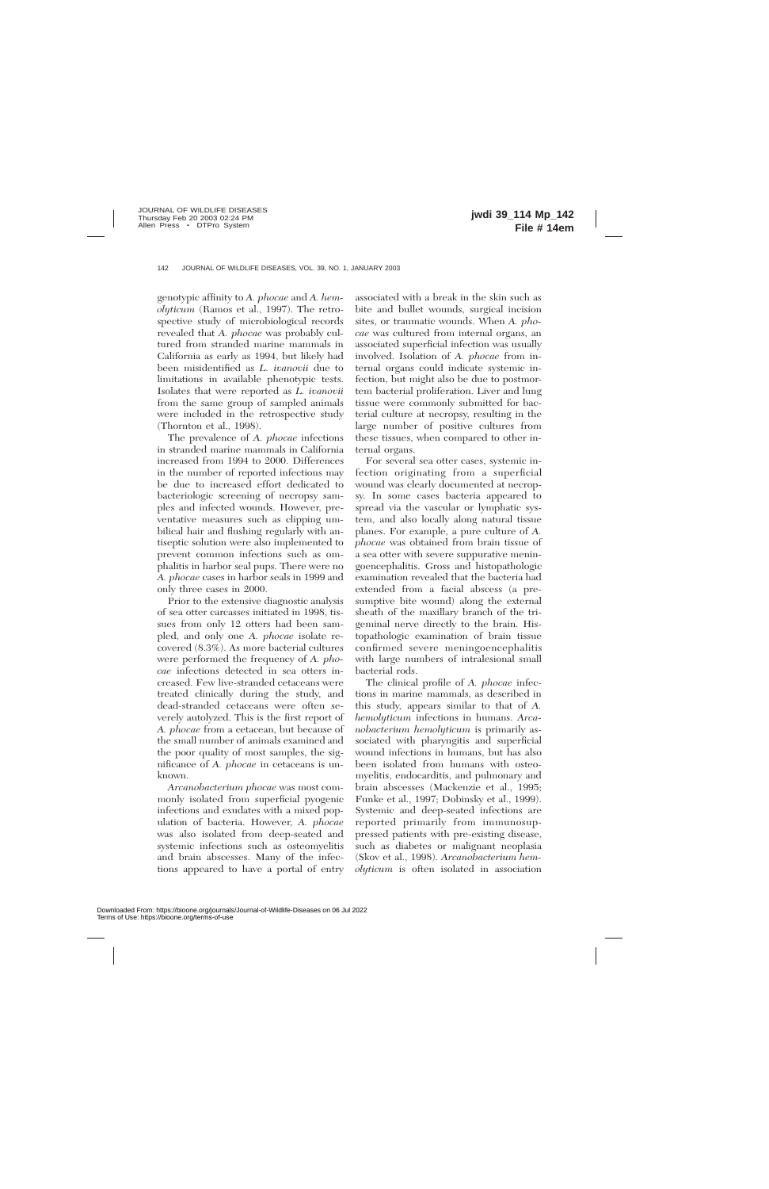genotypic affinity to *A. phocae* and *A. hemolyticum* (Ramos et al., 1997). The retrospective study of microbiological records revealed that *A. phocae* was probably cultured from stranded marine mammals in California as early as 1994, but likely had been misidentified as *L. ivanovii* due to limitations in available phenotypic tests. Isolates that were reported as *L. ivanovii* from the same group of sampled animals were included in the retrospective study (Thornton et al., 1998).

The prevalence of *A. phocae* infections in stranded marine mammals in California increased from 1994 to 2000. Differences in the number of reported infections may be due to increased effort dedicated to bacteriologic screening of necropsy samples and infected wounds. However, preventative measures such as clipping umbilical hair and flushing regularly with antiseptic solution were also implemented to prevent common infections such as omphalitis in harbor seal pups. There were no *A. phocae* cases in harbor seals in 1999 and only three cases in 2000.

Prior to the extensive diagnostic analysis of sea otter carcasses initiated in 1998, tissues from only 12 otters had been sampled, and only one *A. phocae* isolate recovered (8.3%). As more bacterial cultures were performed the frequency of *A. phocae* infections detected in sea otters increased. Few live-stranded cetaceans were treated clinically during the study, and dead-stranded cetaceans were often severely autolyzed. This is the first report of *A. phocae* from a cetacean, but because of the small number of animals examined and the poor quality of most samples, the significance of *A. phocae* in cetaceans is unknown.

*Arcanobacterium phocae* was most commonly isolated from superficial pyogenic infections and exudates with a mixed population of bacteria. However, *A. phocae* was also isolated from deep-seated and systemic infections such as osteomyelitis and brain abscesses. Many of the infections appeared to have a portal of entry associated with a break in the skin such as bite and bullet wounds, surgical incision sites, or traumatic wounds. When *A. phocae* was cultured from internal organs, an associated superficial infection was usually involved. Isolation of *A. phocae* from internal organs could indicate systemic infection, but might also be due to postmortem bacterial proliferation. Liver and lung tissue were commonly submitted for bacterial culture at necropsy, resulting in the large number of positive cultures from these tissues, when compared to other internal organs.

For several sea otter cases, systemic infection originating from a superficial wound was clearly documented at necropsy. In some cases bacteria appeared to spread via the vascular or lymphatic system, and also locally along natural tissue planes. For example, a pure culture of *A. phocae* was obtained from brain tissue of a sea otter with severe suppurative meningoencephalitis. Gross and histopathologic examination revealed that the bacteria had extended from a facial abscess (a presumptive bite wound) along the external sheath of the maxillary branch of the trigeminal nerve directly to the brain. Histopathologic examination of brain tissue confirmed severe meningoencephalitis with large numbers of intralesional small bacterial rods.

The clinical profile of *A. phocae* infections in marine mammals, as described in this study, appears similar to that of *A. hemolyticum* infections in humans. *Arcanobacterium hemolyticum* is primarily associated with pharyngitis and superficial wound infections in humans, but has also been isolated from humans with osteomyelitis, endocarditis, and pulmonary and brain abscesses (Mackenzie et al., 1995; Funke et al., 1997; Dobinsky et al., 1999). Systemic and deep-seated infections are reported primarily from immunosuppressed patients with pre-existing disease, such as diabetes or malignant neoplasia (Skov et al., 1998). *Arcanobacterium hemolyticum* is often isolated in association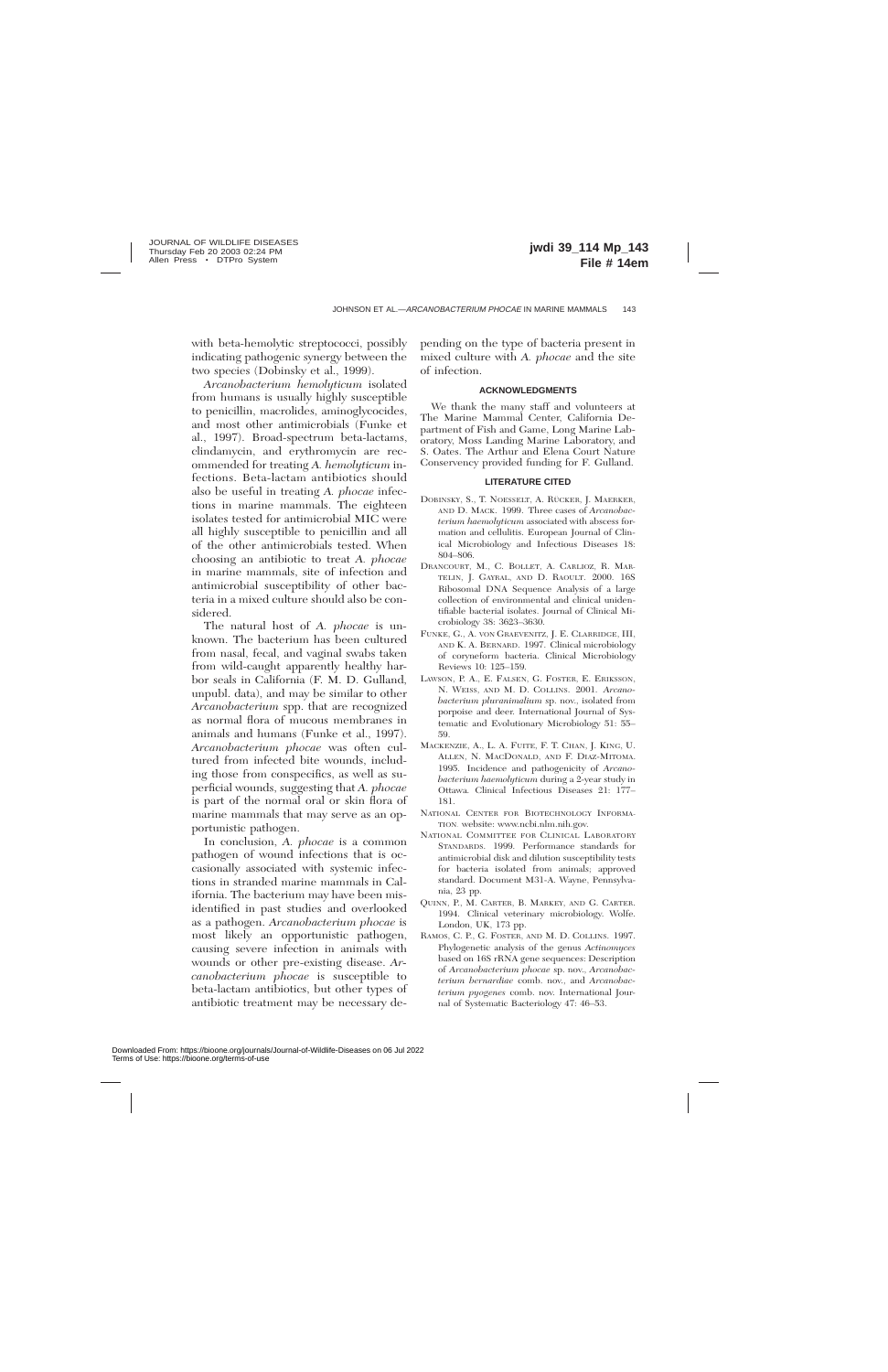with beta-hemolytic streptococci, possibly indicating pathogenic synergy between the two species (Dobinsky et al., 1999).

*Arcanobacterium hemolyticum* isolated from humans is usually highly susceptible to penicillin, macrolides, aminoglycocides, and most other antimicrobials (Funke et al., 1997). Broad-spectrum beta-lactams, clindamycin, and erythromycin are recommended for treating *A. hemolyticum* infections. Beta-lactam antibiotics should also be useful in treating *A. phocae* infections in marine mammals. The eighteen isolates tested for antimicrobial MIC were all highly susceptible to penicillin and all of the other antimicrobials tested. When choosing an antibiotic to treat *A. phocae* in marine mammals, site of infection and antimicrobial susceptibility of other bacteria in a mixed culture should also be considered.

The natural host of *A. phocae* is unknown. The bacterium has been cultured from nasal, fecal, and vaginal swabs taken from wild-caught apparently healthy harbor seals in California (F. M. D. Gulland, unpubl. data), and may be similar to other *Arcanobacterium* spp. that are recognized as normal flora of mucous membranes in animals and humans (Funke et al., 1997). *Arcanobacterium phocae* was often cultured from infected bite wounds, including those from conspecifics, as well as superficial wounds, suggesting that *A. phocae* is part of the normal oral or skin flora of marine mammals that may serve as an opportunistic pathogen.

In conclusion, *A. phocae* is a common pathogen of wound infections that is occasionally associated with systemic infections in stranded marine mammals in California. The bacterium may have been misidentified in past studies and overlooked as a pathogen. *Arcanobacterium phocae* is most likely an opportunistic pathogen, causing severe infection in animals with wounds or other pre-existing disease. *Arcanobacterium phocae* is susceptible to beta-lactam antibiotics, but other types of antibiotic treatment may be necessary depending on the type of bacteria present in mixed culture with *A. phocae* and the site of infection.

## ACKNOWLEDGMENTS

We thank the many staff and volunteers at The Marine Mammal Center, California Department of Fish and Game, Long Marine Laboratory, Moss Landing Marine Laboratory, and S. Oates. The Arthur and Elena Court Nature Conservency provided funding for F. Gulland.

## LITERATURE CITED

DOBINSKY, S., T. NOESSELT, A. RÜCKER, J. MAERKER, AND D. MACK. 1999. Three cases of *Arcanobacterium haemolyticum* associated with abscess formation and cellulitis. European Journal of Clinical Microbiology and Infectious Diseases 18: 804–806.

DRANCOURT, M., C. BOLLET, A. CARLIOZ, R. MARTELIN, J. GAYRAL, AND D. RAOULT. 2000. 16S Ribosomal DNA Sequence Analysis of a large collection of environmental and clinical unidentifiable bacterial isolates. Journal of Clinical Microbiology 38: 3623–3630.

FUNKE, G., A. VON GRAEVENITZ, J. E. CLARRIDGE, III, AND K. A. BERNARD. 1997. Clinical microbiology of coryneform bacteria. Clinical Microbiology Reviews 10: 125–159.

LAWSON, P. A., E. FALSEN, G. FOSTER, E. ERIKSSON, N. WEISS, AND M. D. COLLINS. 2001. *Arcanobacterium pluranimalium* sp. nov., isolated from porpoise and deer. International Journal of Systematic and Evolutionary Microbiology 51: 55–59.

MACKENZIE, A., L. A. FUITE, F. T. CHAN, J. KING, U. ALLEN, N. MACDONALD, AND F. DIAZ-MITOMA. 1995. Incidence and pathogenicity of *Arcanobacterium haemolyticum* during a 2-year study in Ottawa. Clinical Infectious Diseases 21: 177–181.

NATIONAL CENTER FOR BIOTECHNOLOGY INFORMATION. website: www.ncbi.nlm.nih.gov.

NATIONAL COMMITTEE FOR CLINICAL LABORATORY STANDARDS. 1999. Performance standards for antimicrobial disk and dilution susceptibility tests for bacteria isolated from animals; approved standard. Document M31-A. Wayne, Pennsylvania, 23 pp.

QUINN, P., M. CARTER, B. MARKEY, AND G. CARTER. 1994. Clinical veterinary microbiology. Wolfe. London, UK, 173 pp.

RAMOS, C. P., G. FOSTER, AND M. D. COLLINS. 1997. Phylogenetic analysis of the genus *Actinomyces* based on 16S rRNA gene sequences: Description of *Arcanobacterium phocae* sp. nov., *Arcanobacterium bernardiae* comb. nov., and *Arcanobacterium pyogenes* comb. nov. International Journal of Systematic Bacteriology 47: 46–53.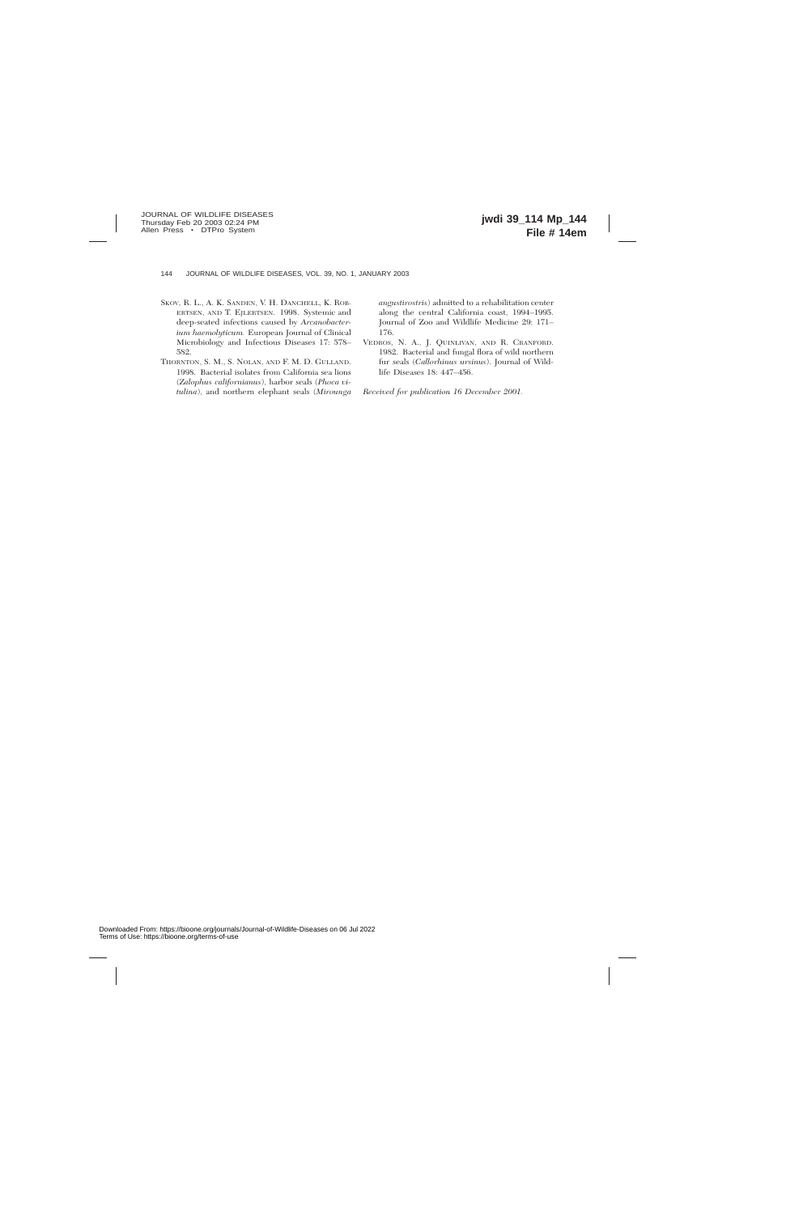SKOV, R. L., A. K. SANDEN, V. H. DANCHELL, K. ROBERTSEN, AND T. EJLERTSEN. 1998. Systemic and deep-seated infections caused by *Arcanobacterium haemolyticum.* European Journal of Clinical Microbiology and Infectious Diseases 17: 578–582.

THORNTON, S. M., S. NOLAN, AND F. M. D. GULLAND. 1998. Bacterial isolates from California sea lions (*Zalophus californianus*), harbor seals (*Phoca vitulina*), and northern elephant seals (*Mirounga angustirostris*) admitted to a rehabilitation center along the central California coast, 1994–1995. Journal of Zoo and Wildlife Medicine 29: 171–176.

VEDROS, N. A., J. QUINLIVAN, AND R. CRANFORD. 1982. Bacterial and fungal flora of wild northern fur seals (*Callorhinus ursinus*). Journal of Wildlife Diseases 18: 447–456.

*Received for publication 16 December 2001.*